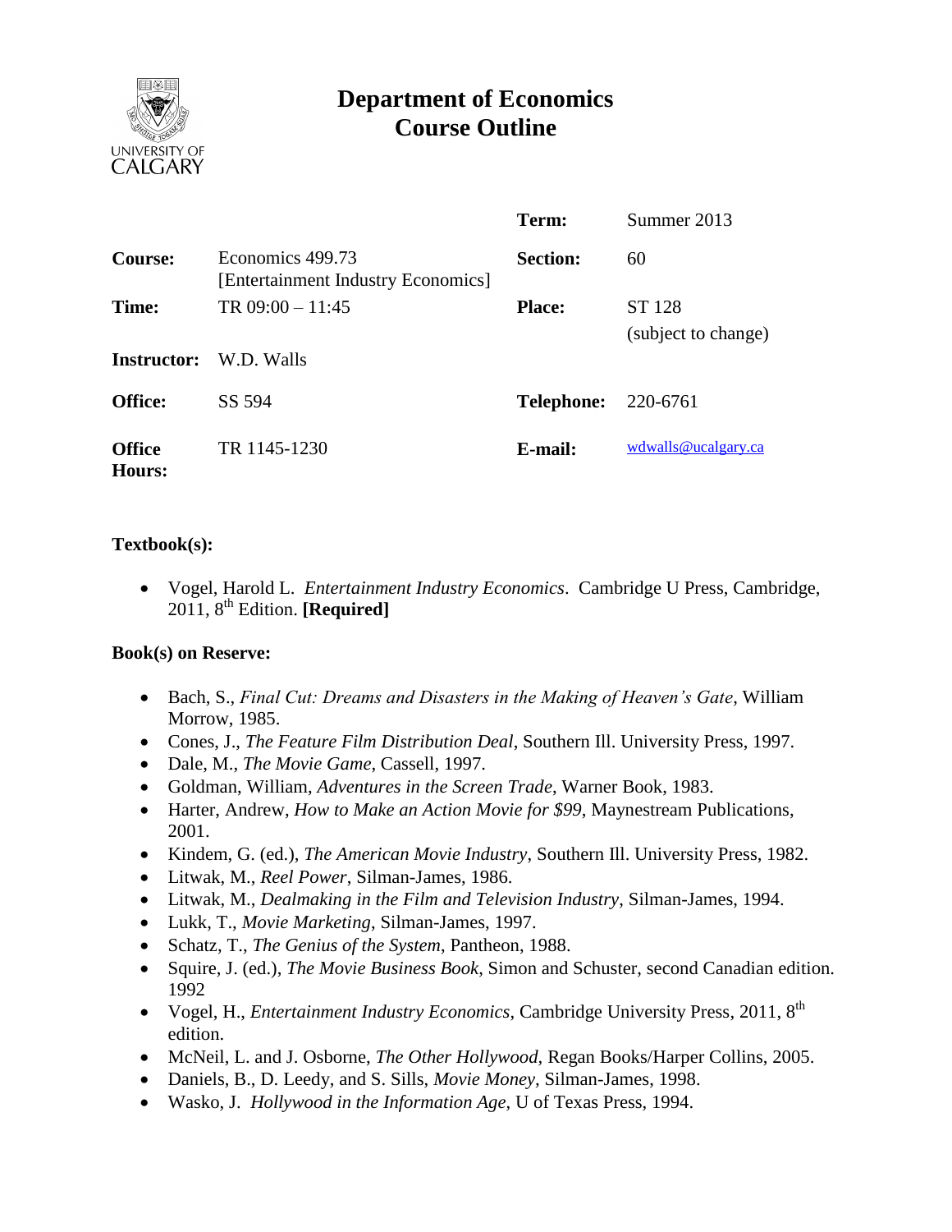# Department of Economics
# Course Outline

| | | | |
|---|---|---|---|
| | | **Term:** | Summer 2013 |
| **Course:** | Economics 499.73 [Entertainment Industry Economics] | **Section:** | 60 |
| **Time:** | TR 09:00 – 11:45 | **Place:** | ST 128 (subject to change) |
| **Instructor:** | W.D. Walls | | |
| **Office:** | SS 594 | **Telephone:** | 220-6761 |
| **Office Hours:** | TR 1145-1230 | **E-mail:** | wdwalls@ucalgary.ca |

### Textbook(s):

- Vogel, Harold L. *Entertainment Industry Economics*. Cambridge U Press, Cambridge, 2011, 8th Edition. **[Required]**

### Book(s) on Reserve:

- Bach, S., *Final Cut: Dreams and Disasters in the Making of Heaven's Gate*, William Morrow, 1985.
- Cones, J., *The Feature Film Distribution Deal*, Southern Ill. University Press, 1997.
- Dale, M., *The Movie Game*, Cassell, 1997.
- Goldman, William, *Adventures in the Screen Trade*, Warner Book, 1983.
- Harter, Andrew, *How to Make an Action Movie for $99*, Maynestream Publications, 2001.
- Kindem, G. (ed.), *The American Movie Industry*, Southern Ill. University Press, 1982.
- Litwak, M., *Reel Power*, Silman-James, 1986.
- Litwak, M., *Dealmaking in the Film and Television Industry*, Silman-James, 1994.
- Lukk, T., *Movie Marketing*, Silman-James, 1997.
- Schatz, T., *The Genius of the System*, Pantheon, 1988.
- Squire, J. (ed.), *The Movie Business Book*, Simon and Schuster, second Canadian edition. 1992
- Vogel, H., *Entertainment Industry Economics*, Cambridge University Press, 2011, 8th edition.
- McNeil, L. and J. Osborne, *The Other Hollywood*, Regan Books/Harper Collins, 2005.
- Daniels, B., D. Leedy, and S. Sills, *Movie Money*, Silman-James, 1998.
- Wasko, J. *Hollywood in the Information Age*, U of Texas Press, 1994.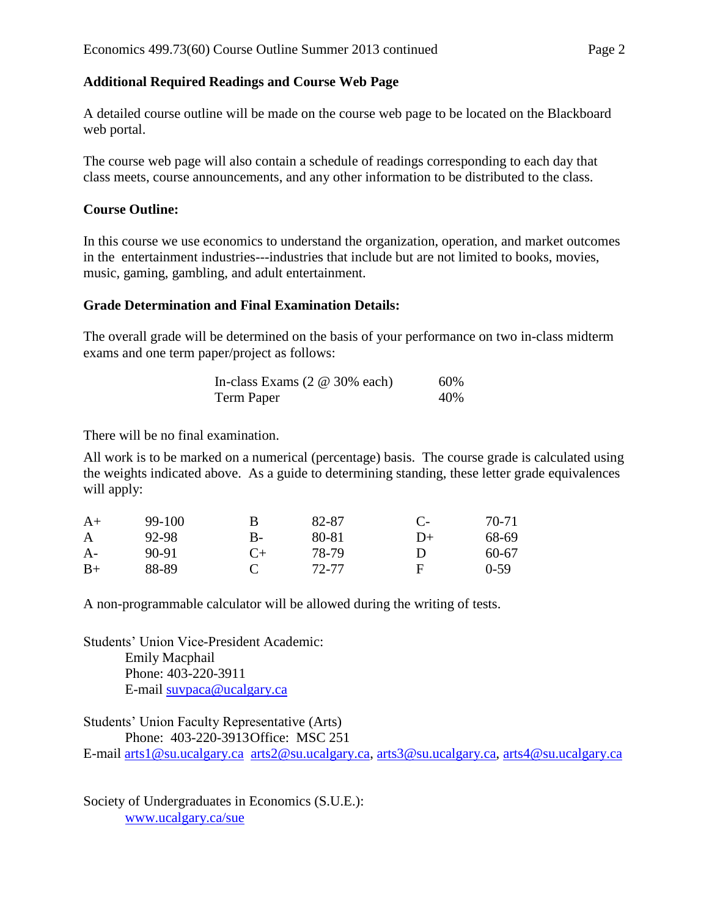### Additional Required Readings and Course Web Page

A detailed course outline will be made on the course web page to be located on the Blackboard web portal.

The course web page will also contain a schedule of readings corresponding to each day that class meets, course announcements, and any other information to be distributed to the class.

### Course Outline:

In this course we use economics to understand the organization, operation, and market outcomes in the entertainment industries---industries that include but are not limited to books, movies, music, gaming, gambling, and adult entertainment.

### Grade Determination and Final Examination Details:

The overall grade will be determined on the basis of your performance on two in-class midterm exams and one term paper/project as follows:

| | |
|---|---|
| In-class Exams (2 @ 30% each) | 60% |
| Term Paper | 40% |

There will be no final examination.

All work is to be marked on a numerical (percentage) basis. The course grade is calculated using the weights indicated above. As a guide to determining standing, these letter grade equivalences will apply:

| | | | | | |
|---|---|---|---|---|---|
| A+ | 99-100 | B | 82-87 | C- | 70-71 |
| A | 92-98 | B- | 80-81 | D+ | 68-69 |
| A- | 90-91 | C+ | 78-79 | D | 60-67 |
| B+ | 88-89 | C | 72-77 | F | 0-59 |

A non-programmable calculator will be allowed during the writing of tests.

Students' Union Vice-President Academic:
Emily Macphail
Phone: 403-220-3911
E-mail suvpaca@ucalgary.ca

Students' Union Faculty Representative (Arts)
Phone: 403-220-3913Office: MSC 251
E-mail arts1@su.ucalgary.ca arts2@su.ucalgary.ca, arts3@su.ucalgary.ca, arts4@su.ucalgary.ca

Society of Undergraduates in Economics (S.U.E.):
www.ucalgary.ca/sue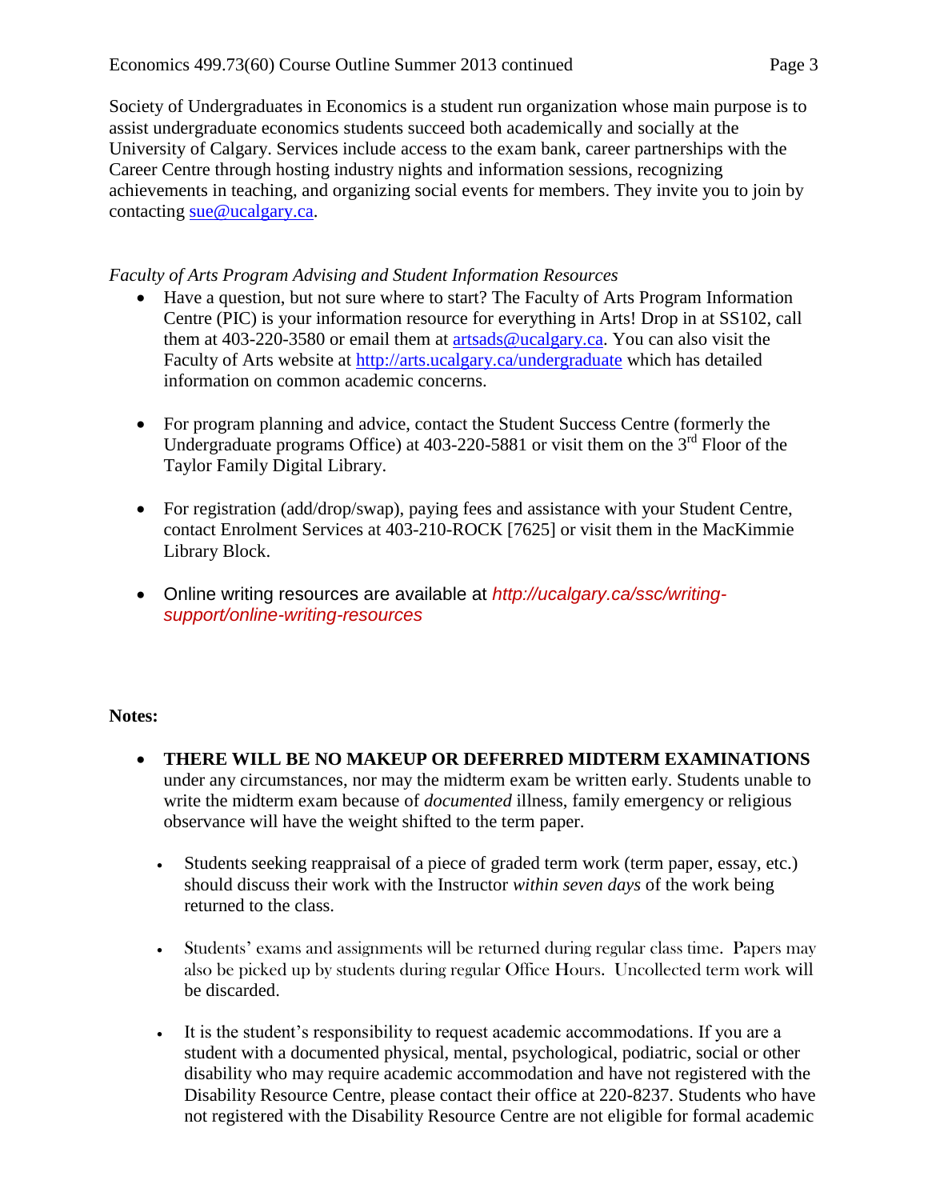Society of Undergraduates in Economics is a student run organization whose main purpose is to assist undergraduate economics students succeed both academically and socially at the University of Calgary. Services include access to the exam bank, career partnerships with the Career Centre through hosting industry nights and information sessions, recognizing achievements in teaching, and organizing social events for members. They invite you to join by contacting sue@ucalgary.ca.

*Faculty of Arts Program Advising and Student Information Resources*

- Have a question, but not sure where to start? The Faculty of Arts Program Information Centre (PIC) is your information resource for everything in Arts! Drop in at SS102, call them at 403-220-3580 or email them at artsads@ucalgary.ca. You can also visit the Faculty of Arts website at http://arts.ucalgary.ca/undergraduate which has detailed information on common academic concerns.

- For program planning and advice, contact the Student Success Centre (formerly the Undergraduate programs Office) at 403-220-5881 or visit them on the 3rd Floor of the Taylor Family Digital Library.

- For registration (add/drop/swap), paying fees and assistance with your Student Centre, contact Enrolment Services at 403-210-ROCK [7625] or visit them in the MacKimmie Library Block.

- Online writing resources are available at *http://ucalgary.ca/ssc/writing-support/online-writing-resources*

**Notes:**

- **THERE WILL BE NO MAKEUP OR DEFERRED MIDTERM EXAMINATIONS** under any circumstances, nor may the midterm exam be written early. Students unable to write the midterm exam because of *documented* illness, family emergency or religious observance will have the weight shifted to the term paper.

- Students seeking reappraisal of a piece of graded term work (term paper, essay, etc.) should discuss their work with the Instructor *within seven days* of the work being returned to the class.

- Students' exams and assignments will be returned during regular class time. Papers may also be picked up by students during regular Office Hours. Uncollected term work will be discarded.

- It is the student's responsibility to request academic accommodations. If you are a student with a documented physical, mental, psychological, podiatric, social or other disability who may require academic accommodation and have not registered with the Disability Resource Centre, please contact their office at 220-8237. Students who have not registered with the Disability Resource Centre are not eligible for formal academic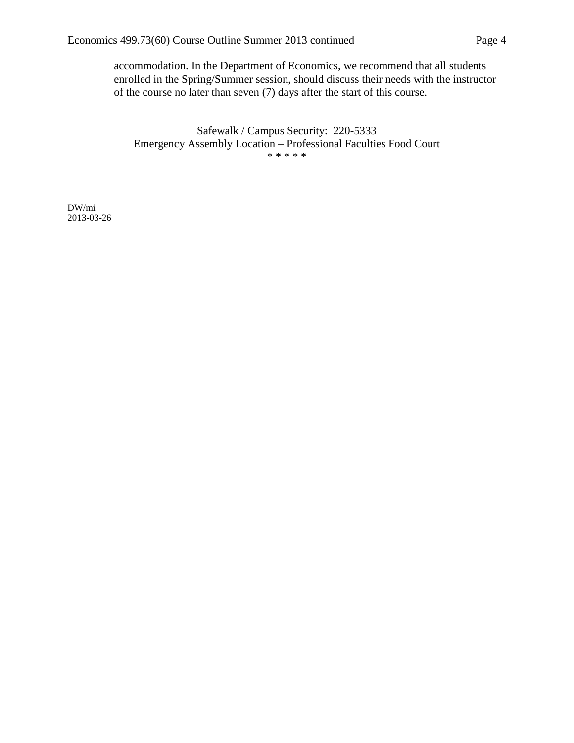accommodation. In the Department of Economics, we recommend that all students enrolled in the Spring/Summer session, should discuss their needs with the instructor of the course no later than seven (7) days after the start of this course.

Safewalk / Campus Security: 220-5333
Emergency Assembly Location – Professional Faculties Food Court
* * * * *

DW/mi
2013-03-26